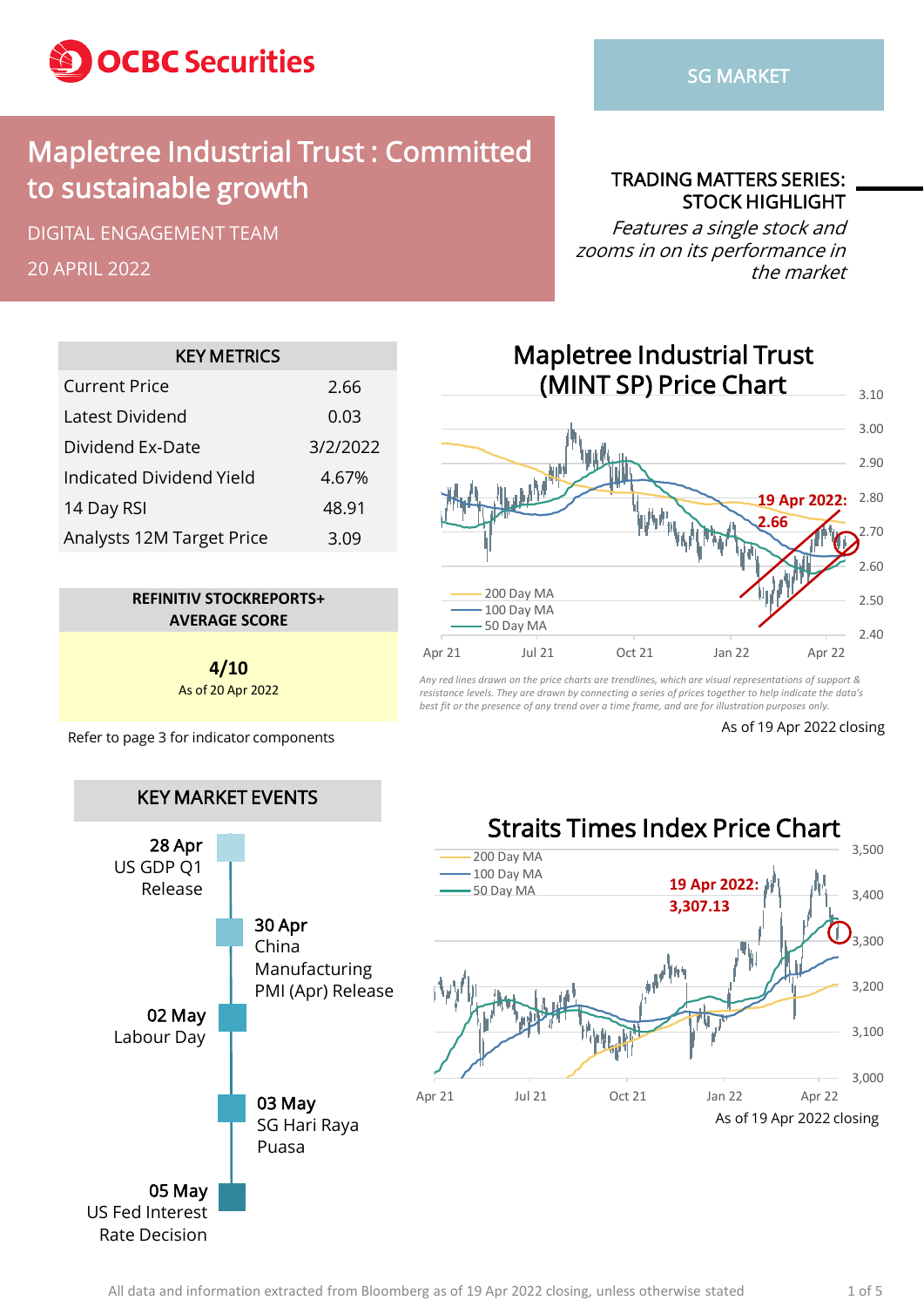OCBC Securities

SG MARKET

# Mapletree Industrial Trust : Committed to sustainable growth

DIGITAL ENGAGEMENT TEAM

20 APRIL 2022

**TRADING MATTERS SERIES: STOCK HIGHLIGHT**

*Features a single stock and zooms in on its performance in the market*

| KEY METRICS | |
|---|---|
| Current Price | 2.66 |
| Latest Dividend | 0.03 |
| Dividend Ex-Date | 3/2/2022 |
| Indicated Dividend Yield | 4.67% |
| 14 Day RSI | 48.91 |
| Analysts 12M Target Price | 3.09 |

**REFINITIV STOCKREPORTS+ AVERAGE SCORE**

**4/10**

As of 20 Apr 2022

Refer to page 3 for indicator components

## Mapletree Industrial Trust (MINT SP) Price Chart

19 Apr 2022: 2.66

200 Day MA, 100 Day MA, 50 Day MA

*Any red lines drawn on the price charts are trendlines, which are visual representations of support & resistance levels. They are drawn by connecting a series of prices together to help indicate the data's best fit or the presence of any trend over a time frame, and are for illustration purposes only.*

As of 19 Apr 2022 closing

## KEY MARKET EVENTS

- **28 Apr** US GDP Q1 Release
- **30 Apr** China Manufacturing PMI (Apr) Release
- **02 May** Labour Day
- **03 May** SG Hari Raya Puasa
- **05 May** US Fed Interest Rate Decision

## Straits Times Index Price Chart

19 Apr 2022: 3,307.13

200 Day MA, 100 Day MA, 50 Day MA

As of 19 Apr 2022 closing

All data and information extracted from Bloomberg as of 19 Apr 2022 closing, unless otherwise stated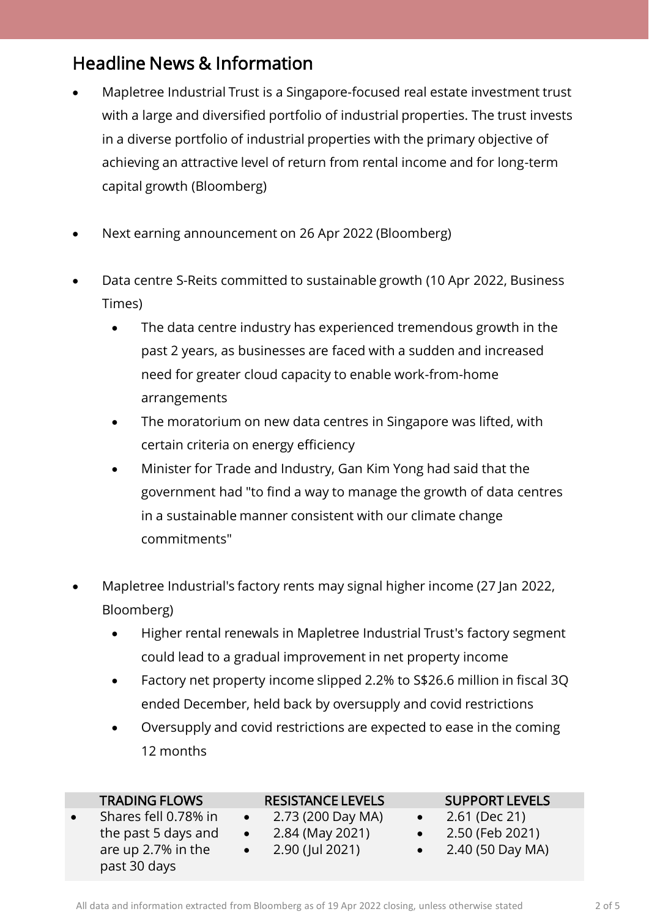## Headline News & Information

- Mapletree Industrial Trust is a Singapore-focused real estate investment trust with a large and diversified portfolio of industrial properties. The trust invests in a diverse portfolio of industrial properties with the primary objective of achieving an attractive level of return from rental income and for long-term capital growth (Bloomberg)

- Next earning announcement on 26 Apr 2022 (Bloomberg)

- Data centre S-Reits committed to sustainable growth (10 Apr 2022, Business Times)
  - The data centre industry has experienced tremendous growth in the past 2 years, as businesses are faced with a sudden and increased need for greater cloud capacity to enable work-from-home arrangements
  - The moratorium on new data centres in Singapore was lifted, with certain criteria on energy efficiency
  - Minister for Trade and Industry, Gan Kim Yong had said that the government had "to find a way to manage the growth of data centres in a sustainable manner consistent with our climate change commitments"

- Mapletree Industrial's factory rents may signal higher income (27 Jan 2022, Bloomberg)
  - Higher rental renewals in Mapletree Industrial Trust's factory segment could lead to a gradual improvement in net property income
  - Factory net property income slipped 2.2% to S$26.6 million in fiscal 3Q ended December, held back by oversupply and covid restrictions
  - Oversupply and covid restrictions are expected to ease in the coming 12 months

| TRADING FLOWS | RESISTANCE LEVELS | SUPPORT LEVELS |
|---|---|---|
| • Shares fell 0.78% in the past 5 days and are up 2.7% in the past 30 days | • 2.73 (200 Day MA)<br>• 2.84 (May 2021)<br>• 2.90 (Jul 2021) | • 2.61 (Dec 21)<br>• 2.50 (Feb 2021)<br>• 2.40 (50 Day MA) |

All data and information extracted from Bloomberg as of 19 Apr 2022 closing, unless otherwise stated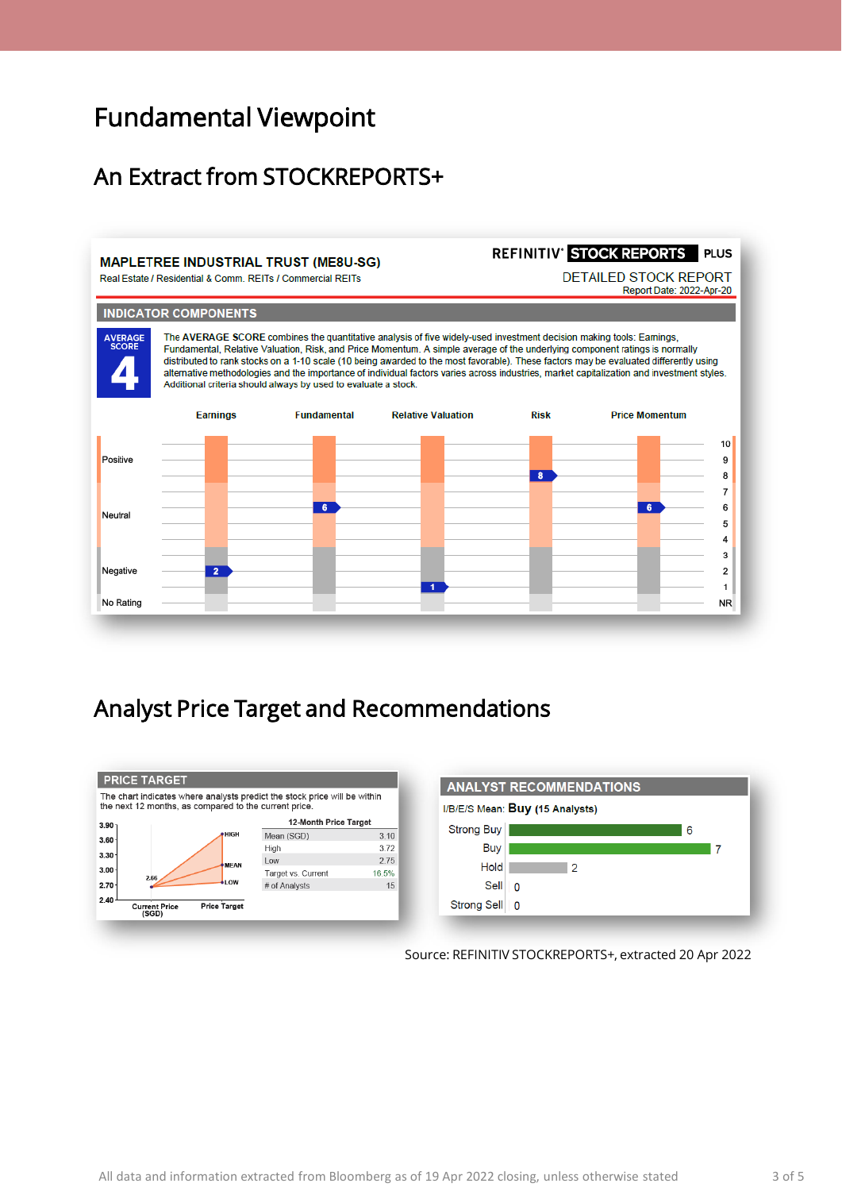# Fundamental Viewpoint

## An Extract from STOCKREPORTS+

**MAPLETREE INDUSTRIAL TRUST (ME8U-SG)**
Real Estate / Residential & Comm. REITs / Commercial REITs

REFINITIV STOCK REPORTS PLUS
DETAILED STOCK REPORT
Report Date: 2022-Apr-20

**INDICATOR COMPONENTS**

AVERAGE SCORE **4**

The **AVERAGE SCORE** combines the quantitative analysis of five widely-used investment decision making tools: Earnings, Fundamental, Relative Valuation, Risk, and Price Momentum. A simple average of the underlying component ratings is normally distributed to rank stocks on a 1-10 scale (10 being awarded to the most favorable). These factors may be evaluated differently using alternative methodologies and the importance of individual factors varies across industries, market capitalization and investment styles. Additional criteria should always by used to evaluate a stock.

| Earnings | Fundamental | Relative Valuation | Risk | Price Momentum |
|---|---|---|---|---|
| 2 | 6 | 1 | 8 | 6 |

(Scale: Positive 8–10, Neutral 4–7, Negative 1–3, No Rating NR)

## Analyst Price Target and Recommendations

**PRICE TARGET**

The chart indicates where analysts predict the stock price will be within the next 12 months, as compared to the current price.

Current Price (SGD): 2.66

| 12-Month Price Target | |
|---|---|
| Mean (SGD) | 3.10 |
| High | 3.72 |
| Low | 2.75 |
| Target vs. Current | 16.5% |
| # of Analysts | 15 |

**ANALYST RECOMMENDATIONS**

I/B/E/S Mean: **Buy** (15 Analysts)

| Recommendation | Count |
|---|---|
| Strong Buy | 6 |
| Buy | 7 |
| Hold | 2 |
| Sell | 0 |
| Strong Sell | 0 |

Source: REFINITIV STOCKREPORTS+, extracted 20 Apr 2022

All data and information extracted from Bloomberg as of 19 Apr 2022 closing, unless otherwise stated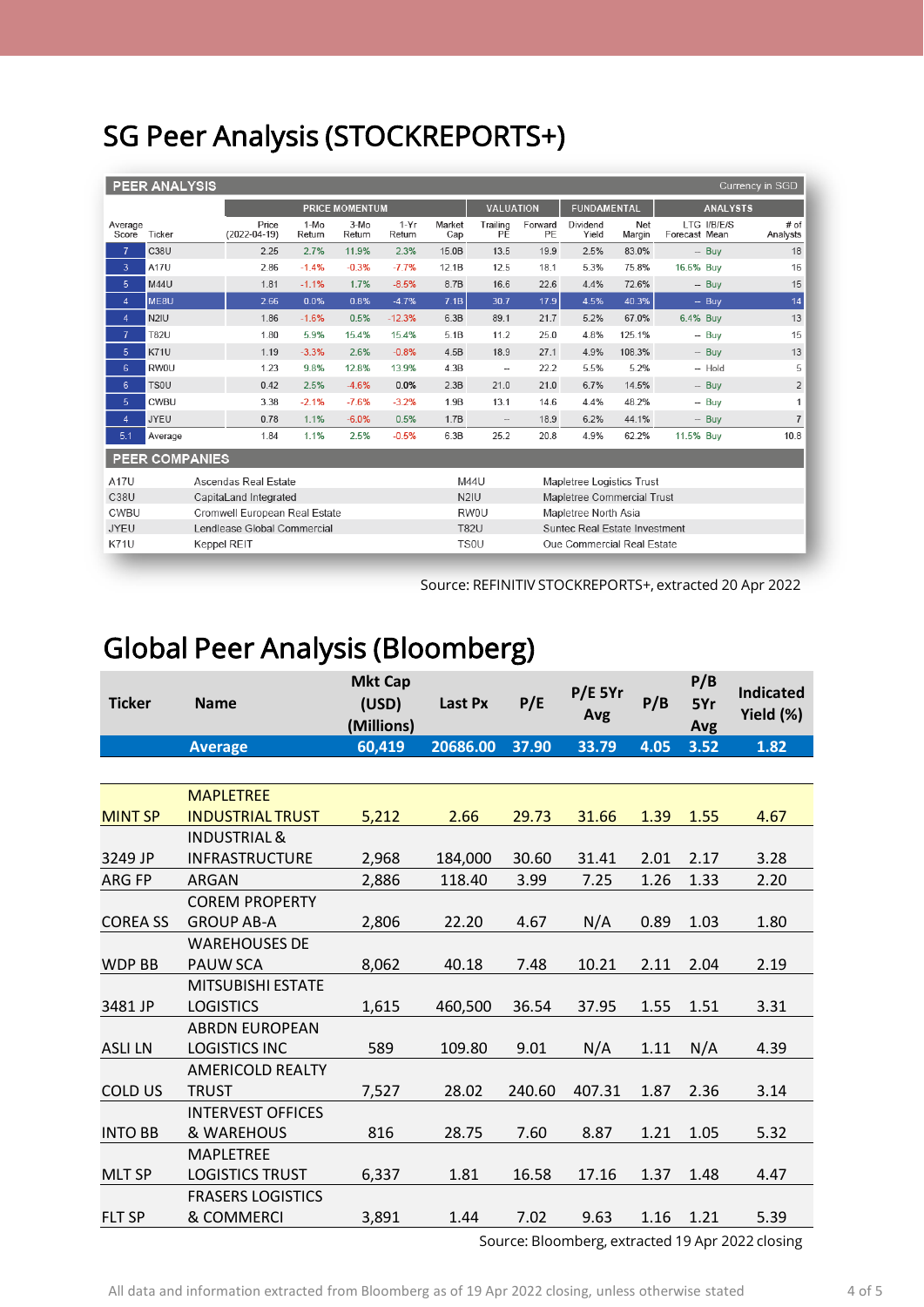# SG Peer Analysis (STOCKREPORTS+)

**PEER ANALYSIS** — Currency in SGD

| | | PRICE MOMENTUM | | | | | VALUATION | | FUNDAMENTAL | | ANALYSTS | | |
|---|---|---|---|---|---|---|---|---|---|---|---|---|---|
| Average Score | Ticker | Price (2022-04-19) | 1-Mo Return | 3-Mo Return | 1-Yr Return | Market Cap | Trailing PE | Forward PE | Dividend Yield | Net Margin | LTG Forecast | I/B/E/S Mean | # of Analysts |
| 7 | C38U | 2.25 | 2.7% | 11.9% | 2.3% | 15.0B | 13.5 | 19.9 | 2.5% | 83.0% | -- | Buy | 18 |
| 3 | A17U | 2.86 | -1.4% | -0.3% | -7.7% | 12.1B | 12.5 | 18.1 | 5.3% | 75.8% | 16.6% | Buy | 16 |
| 5 | M44U | 1.81 | -1.1% | 1.7% | -8.5% | 8.7B | 16.6 | 22.6 | 4.4% | 72.6% | -- | Buy | 15 |
| 4 | ME8U | 2.66 | 0.0% | 0.8% | -4.7% | 7.1B | 30.7 | 17.9 | 4.5% | 40.3% | -- | Buy | 14 |
| 4 | N2IU | 1.86 | -1.6% | 0.5% | -12.3% | 6.3B | 89.1 | 21.7 | 5.2% | 67.0% | 6.4% | Buy | 13 |
| 7 | T82U | 1.80 | 5.9% | 15.4% | 15.4% | 5.1B | 11.2 | 25.0 | 4.8% | 125.1% | -- | Buy | 15 |
| 5 | K71U | 1.19 | -3.3% | 2.6% | -0.8% | 4.5B | 18.9 | 27.1 | 4.9% | 108.3% | -- | Buy | 13 |
| 6 | RW0U | 1.23 | 9.8% | 12.8% | 13.9% | 4.3B | -- | 22.2 | 5.5% | 5.2% | -- | Hold | 5 |
| 6 | TS0U | 0.42 | 2.5% | -4.6% | 0.0% | 2.3B | 21.0 | 21.0 | 6.7% | 14.5% | -- | Buy | 2 |
| 5 | CWBU | 3.38 | -2.1% | -7.6% | -3.2% | 1.9B | 13.1 | 14.6 | 4.4% | 48.2% | -- | Buy | 1 |
| 4 | JYEU | 0.78 | 1.1% | -6.0% | 0.5% | 1.7B | -- | 18.9 | 6.2% | 44.1% | -- | Buy | 7 |
| 5.1 | Average | 1.84 | 1.1% | 2.5% | -0.5% | 6.3B | 25.2 | 20.8 | 4.9% | 62.2% | 11.5% | Buy | 10.8 |

**PEER COMPANIES**

| Ticker | Name | Ticker | Name |
|---|---|---|---|
| A17U | Ascendas Real Estate | M44U | Mapletree Logistics Trust |
| C38U | CapitaLand Integrated | N2IU | Mapletree Commercial Trust |
| CWBU | Cromwell European Real Estate | RW0U | Mapletree North Asia |
| JYEU | Lendlease Global Commercial | T82U | Suntec Real Estate Investment |
| K71U | Keppel REIT | TS0U | Oue Commercial Real Estate |

Source: REFINITIV STOCKREPORTS+, extracted 20 Apr 2022

# Global Peer Analysis (Bloomberg)

| Ticker | Name | Mkt Cap (USD) (Millions) | Last Px | P/E | P/E 5Yr Avg | P/B | P/B 5Yr Avg | Indicated Yield (%) |
|---|---|---|---|---|---|---|---|---|
| | **Average** | **60,419** | **20686.00** | **37.90** | **33.79** | **4.05** | **3.52** | **1.82** |
| MINT SP | MAPLETREE INDUSTRIAL TRUST | 5,212 | 2.66 | 29.73 | 31.66 | 1.39 | 1.55 | 4.67 |
| 3249 JP | INDUSTRIAL & INFRASTRUCTURE | 2,968 | 184,000 | 30.60 | 31.41 | 2.01 | 2.17 | 3.28 |
| ARG FP | ARGAN | 2,886 | 118.40 | 3.99 | 7.25 | 1.26 | 1.33 | 2.20 |
| COREA SS | COREM PROPERTY GROUP AB-A | 2,806 | 22.20 | 4.67 | N/A | 0.89 | 1.03 | 1.80 |
| WDP BB | WAREHOUSES DE PAUW SCA | 8,062 | 40.18 | 7.48 | 10.21 | 2.11 | 2.04 | 2.19 |
| 3481 JP | MITSUBISHI ESTATE LOGISTICS | 1,615 | 460,500 | 36.54 | 37.95 | 1.55 | 1.51 | 3.31 |
| ASLI LN | ABRDN EUROPEAN LOGISTICS INC | 589 | 109.80 | 9.01 | N/A | 1.11 | N/A | 4.39 |
| COLD US | AMERICOLD REALTY TRUST | 7,527 | 28.02 | 240.60 | 407.31 | 1.87 | 2.36 | 3.14 |
| INTO BB | INTERVEST OFFICES & WAREHOUS | 816 | 28.75 | 7.60 | 8.87 | 1.21 | 1.05 | 5.32 |
| MLT SP | MAPLETREE LOGISTICS TRUST | 6,337 | 1.81 | 16.58 | 17.16 | 1.37 | 1.48 | 4.47 |
| FLT SP | FRASERS LOGISTICS & COMMERCI | 3,891 | 1.44 | 7.02 | 9.63 | 1.16 | 1.21 | 5.39 |

Source: Bloomberg, extracted 19 Apr 2022 closing

All data and information extracted from Bloomberg as of 19 Apr 2022 closing, unless otherwise stated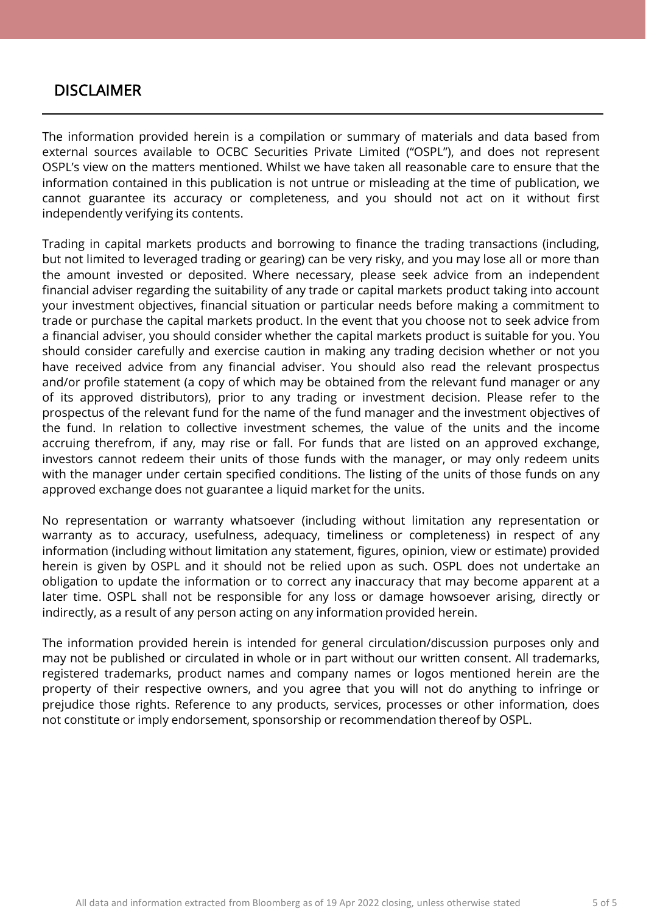## DISCLAIMER

The information provided herein is a compilation or summary of materials and data based from external sources available to OCBC Securities Private Limited ("OSPL"), and does not represent OSPL's view on the matters mentioned. Whilst we have taken all reasonable care to ensure that the information contained in this publication is not untrue or misleading at the time of publication, we cannot guarantee its accuracy or completeness, and you should not act on it without first independently verifying its contents.

Trading in capital markets products and borrowing to finance the trading transactions (including, but not limited to leveraged trading or gearing) can be very risky, and you may lose all or more than the amount invested or deposited. Where necessary, please seek advice from an independent financial adviser regarding the suitability of any trade or capital markets product taking into account your investment objectives, financial situation or particular needs before making a commitment to trade or purchase the capital markets product. In the event that you choose not to seek advice from a financial adviser, you should consider whether the capital markets product is suitable for you. You should consider carefully and exercise caution in making any trading decision whether or not you have received advice from any financial adviser. You should also read the relevant prospectus and/or profile statement (a copy of which may be obtained from the relevant fund manager or any of its approved distributors), prior to any trading or investment decision. Please refer to the prospectus of the relevant fund for the name of the fund manager and the investment objectives of the fund. In relation to collective investment schemes, the value of the units and the income accruing therefrom, if any, may rise or fall. For funds that are listed on an approved exchange, investors cannot redeem their units of those funds with the manager, or may only redeem units with the manager under certain specified conditions. The listing of the units of those funds on any approved exchange does not guarantee a liquid market for the units.

No representation or warranty whatsoever (including without limitation any representation or warranty as to accuracy, usefulness, adequacy, timeliness or completeness) in respect of any information (including without limitation any statement, figures, opinion, view or estimate) provided herein is given by OSPL and it should not be relied upon as such. OSPL does not undertake an obligation to update the information or to correct any inaccuracy that may become apparent at a later time. OSPL shall not be responsible for any loss or damage howsoever arising, directly or indirectly, as a result of any person acting on any information provided herein.

The information provided herein is intended for general circulation/discussion purposes only and may not be published or circulated in whole or in part without our written consent. All trademarks, registered trademarks, product names and company names or logos mentioned herein are the property of their respective owners, and you agree that you will not do anything to infringe or prejudice those rights. Reference to any products, services, processes or other information, does not constitute or imply endorsement, sponsorship or recommendation thereof by OSPL.